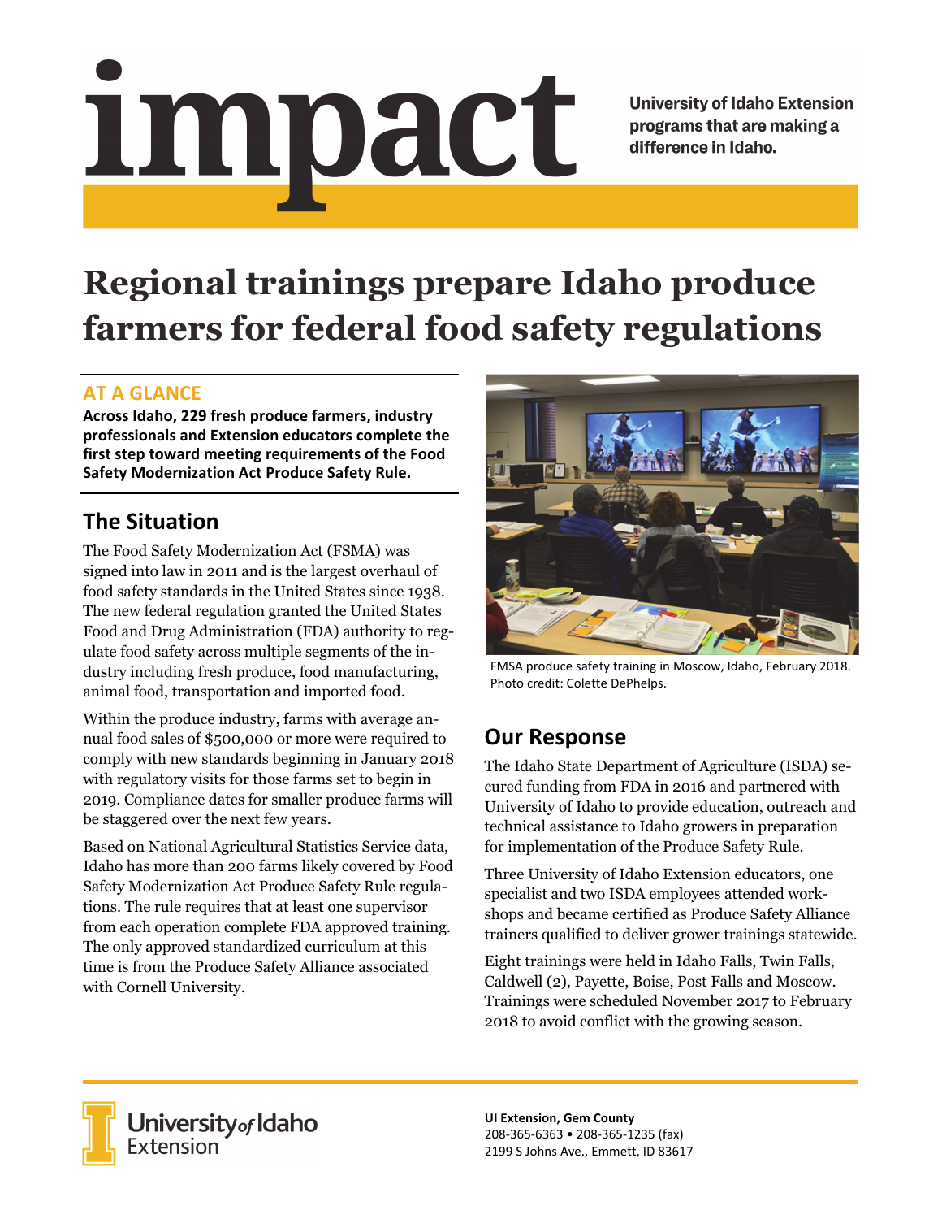# impact

University of Idaho Extension programs that are making a difference in Idaho.

# Regional trainings prepare Idaho produce farmers for federal food safety regulations

## AT A GLANCE

**Across Idaho, 229 fresh produce farmers, industry professionals and Extension educators complete the first step toward meeting requirements of the Food Safety Modernization Act Produce Safety Rule.**

## The Situation

The Food Safety Modernization Act (FSMA) was signed into law in 2011 and is the largest overhaul of food safety standards in the United States since 1938. The new federal regulation granted the United States Food and Drug Administration (FDA) authority to regulate food safety across multiple segments of the industry including fresh produce, food manufacturing, animal food, transportation and imported food.

Within the produce industry, farms with average annual food sales of $500,000 or more were required to comply with new standards beginning in January 2018 with regulatory visits for those farms set to begin in 2019. Compliance dates for smaller produce farms will be staggered over the next few years.

Based on National Agricultural Statistics Service data, Idaho has more than 200 farms likely covered by Food Safety Modernization Act Produce Safety Rule regulations. The rule requires that at least one supervisor from each operation complete FDA approved training. The only approved standardized curriculum at this time is from the Produce Safety Alliance associated with Cornell University.

FMSA produce safety training in Moscow, Idaho, February 2018. Photo credit: Colette DePhelps.

## Our Response

The Idaho State Department of Agriculture (ISDA) secured funding from FDA in 2016 and partnered with University of Idaho to provide education, outreach and technical assistance to Idaho growers in preparation for implementation of the Produce Safety Rule.

Three University of Idaho Extension educators, one specialist and two ISDA employees attended workshops and became certified as Produce Safety Alliance trainers qualified to deliver grower trainings statewide.

Eight trainings were held in Idaho Falls, Twin Falls, Caldwell (2), Payette, Boise, Post Falls and Moscow. Trainings were scheduled November 2017 to February 2018 to avoid conflict with the growing season.

University of Idaho Extension

**UI Extension, Gem County**
208-365-6363 • 208-365-1235 (fax)
2199 S Johns Ave., Emmett, ID 83617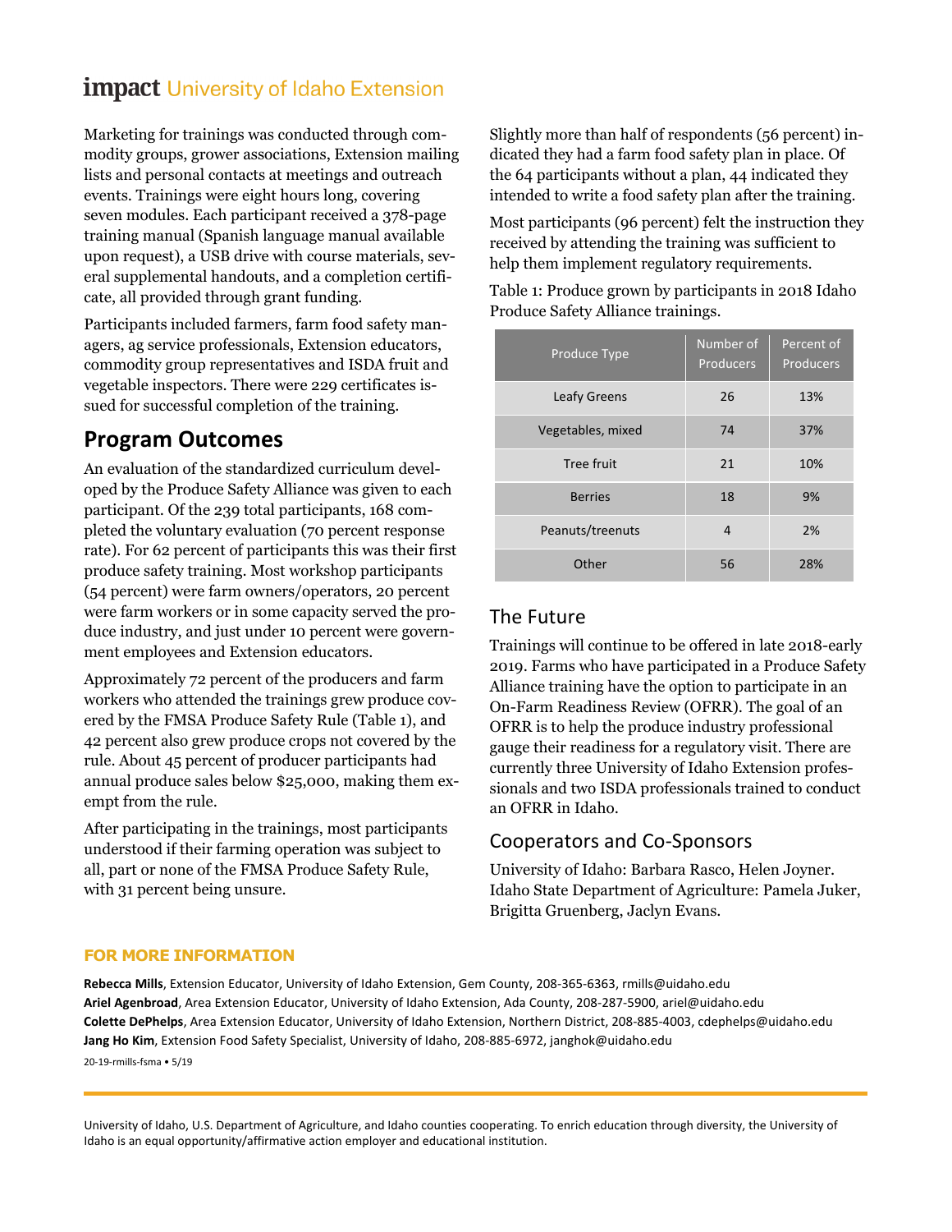Marketing for trainings was conducted through commodity groups, grower associations, Extension mailing lists and personal contacts at meetings and outreach events. Trainings were eight hours long, covering seven modules. Each participant received a 378-page training manual (Spanish language manual available upon request), a USB drive with course materials, several supplemental handouts, and a completion certificate, all provided through grant funding.

Participants included farmers, farm food safety managers, ag service professionals, Extension educators, commodity group representatives and ISDA fruit and vegetable inspectors. There were 229 certificates issued for successful completion of the training.

## Program Outcomes

An evaluation of the standardized curriculum developed by the Produce Safety Alliance was given to each participant. Of the 239 total participants, 168 completed the voluntary evaluation (70 percent response rate). For 62 percent of participants this was their first produce safety training. Most workshop participants (54 percent) were farm owners/operators, 20 percent were farm workers or in some capacity served the produce industry, and just under 10 percent were government employees and Extension educators.

Approximately 72 percent of the producers and farm workers who attended the trainings grew produce covered by the FMSA Produce Safety Rule (Table 1), and 42 percent also grew produce crops not covered by the rule. About 45 percent of producer participants had annual produce sales below $25,000, making them exempt from the rule.

After participating in the trainings, most participants understood if their farming operation was subject to all, part or none of the FMSA Produce Safety Rule, with 31 percent being unsure.

Slightly more than half of respondents (56 percent) indicated they had a farm food safety plan in place. Of the 64 participants without a plan, 44 indicated they intended to write a food safety plan after the training.

Most participants (96 percent) felt the instruction they received by attending the training was sufficient to help them implement regulatory requirements.

Table 1: Produce grown by participants in 2018 Idaho Produce Safety Alliance trainings.

| Produce Type | Number of Producers | Percent of Producers |
|---|---|---|
| Leafy Greens | 26 | 13% |
| Vegetables, mixed | 74 | 37% |
| Tree fruit | 21 | 10% |
| Berries | 18 | 9% |
| Peanuts/treenuts | 4 | 2% |
| Other | 56 | 28% |

## The Future

Trainings will continue to be offered in late 2018-early 2019. Farms who have participated in a Produce Safety Alliance training have the option to participate in an On-Farm Readiness Review (OFRR). The goal of an OFRR is to help the produce industry professional gauge their readiness for a regulatory visit. There are currently three University of Idaho Extension professionals and two ISDA professionals trained to conduct an OFRR in Idaho.

## Cooperators and Co-Sponsors

University of Idaho: Barbara Rasco, Helen Joyner. Idaho State Department of Agriculture: Pamela Juker, Brigitta Gruenberg, Jaclyn Evans.

### FOR MORE INFORMATION

**Rebecca Mills**, Extension Educator, University of Idaho Extension, Gem County, 208-365-6363, rmills@uidaho.edu
**Ariel Agenbroad**, Area Extension Educator, University of Idaho Extension, Ada County, 208-287-5900, ariel@uidaho.edu
**Colette DePhelps**, Area Extension Educator, University of Idaho Extension, Northern District, 208-885-4003, cdephelps@uidaho.edu
**Jang Ho Kim**, Extension Food Safety Specialist, University of Idaho, 208-885-6972, janghok@uidaho.edu

20-19-rmills-fsma • 5/19

University of Idaho, U.S. Department of Agriculture, and Idaho counties cooperating. To enrich education through diversity, the University of Idaho is an equal opportunity/affirmative action employer and educational institution.